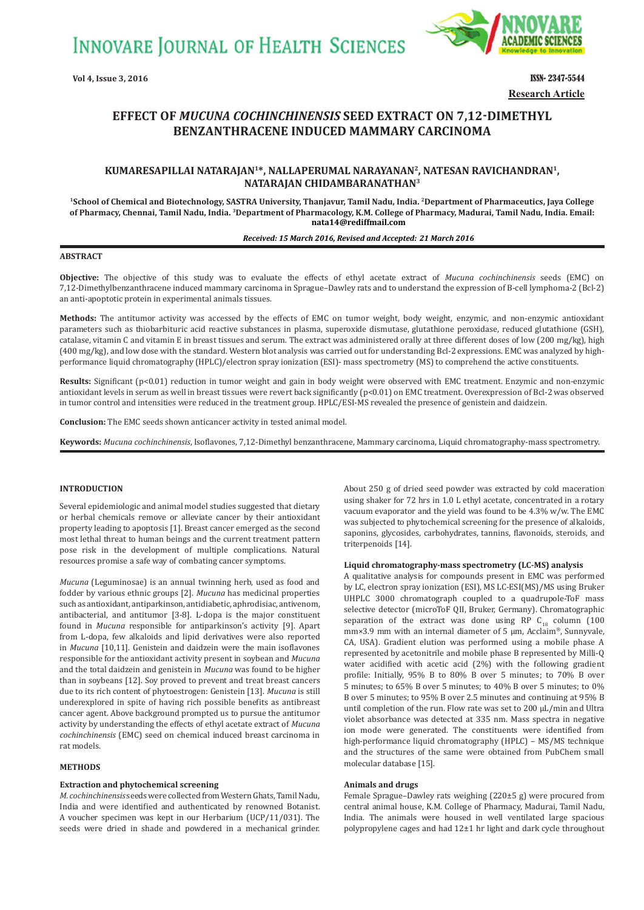# EFFECT OF *MUCUNA COCHINCHINENSIS* SEED EXTRACT ON 7,12-DIMETHYL BENZANTHRACENE INDUCED MAMMARY CARCINOMA

**KUMARESAPILLAI NATARAJAN[1]*, NALLAPERUMAL NARAYANAN[2], NATESAN RAVICHANDRAN[1], NATARAJAN CHIDAMBARANATHAN[3]**

[1]School of Chemical and Biotechnology, SASTRA University, Thanjavur, Tamil Nadu, India. [2]Department of Pharmaceutics, Jaya College of Pharmacy, Chennai, Tamil Nadu, India. [3]Department of Pharmacology, K.M. College of Pharmacy, Madurai, Tamil Nadu, India. Email: nata14@rediffmail.com

*Received: 15 March 2016, Revised and Accepted: 21 March 2016*

## ABSTRACT

**Objective:** The objective of this study was to evaluate the effects of ethyl acetate extract of *Mucuna cochinchinensis* seeds (EMC) on 7,12-Dimethylbenzanthracene induced mammary carcinoma in Sprague–Dawley rats and to understand the expression of B-cell lymphoma-2 (Bcl-2) an anti-apoptotic protein in experimental animals tissues.

**Methods:** The antitumor activity was accessed by the effects of EMC on tumor weight, body weight, enzymic, and non-enzymic antioxidant parameters such as thiobarbituric acid reactive substances in plasma, superoxide dismutase, glutathione peroxidase, reduced glutathione (GSH), catalase, vitamin C and vitamin E in breast tissues and serum. The extract was administered orally at three different doses of low (200 mg/kg), high (400 mg/kg), and low dose with the standard. Western blot analysis was carried out for understanding Bcl-2 expressions. EMC was analyzed by high-performance liquid chromatography (HPLC)/electron spray ionization (ESI)- mass spectrometry (MS) to comprehend the active constituents.

**Results:** Significant (p<0.01) reduction in tumor weight and gain in body weight were observed with EMC treatment. Enzymic and non-enzymic antioxidant levels in serum as well in breast tissues were revert back significantly (p<0.01) on EMC treatment. Overexpression of Bcl-2 was observed in tumor control and intensities were reduced in the treatment group. HPLC/ESI-MS revealed the presence of genistein and daidzein.

**Conclusion:** The EMC seeds shown anticancer activity in tested animal model.

**Keywords:** *Mucuna cochinchinensis*, Isoflavones, 7,12-Dimethyl benzanthracene, Mammary carcinoma, Liquid chromatography-mass spectrometry.

## INTRODUCTION

Several epidemiologic and animal model studies suggested that dietary or herbal chemicals remove or alleviate cancer by their antioxidant property leading to apoptosis [1]. Breast cancer emerged as the second most lethal threat to human beings and the current treatment pattern pose risk in the development of multiple complications. Natural resources promise a safe way of combating cancer symptoms.

*Mucuna* (Leguminosae) is an annual twinning herb, used as food and fodder by various ethnic groups [2]. *Mucuna* has medicinal properties such as antioxidant, antiparkinson, antidiabetic, aphrodisiac, antivenom, antibacterial, and antitumor [3-8]. L-dopa is the major constituent found in *Mucuna* responsible for antiparkinson's activity [9]. Apart from L-dopa, few alkaloids and lipid derivatives were also reported in *Mucuna* [10,11]. Genistein and daidzein were the main isoflavones responsible for the antioxidant activity present in soybean and *Mucuna* and the total daidzein and genistein in *Mucuna* was found to be higher than in soybeans [12]. Soy proved to prevent and treat breast cancers due to its rich content of phytoestrogen: Genistein [13]. *Mucuna* is still underexplored in spite of having rich possible benefits as antibreast cancer agent. Above background prompted us to pursue the antitumor activity by understanding the effects of ethyl acetate extract of *Mucuna cochinchinensis* (EMC) seed on chemical induced breast carcinoma in rat models.

## METHODS

### Extraction and phytochemical screening

*M. cochinchinensis* seeds were collected from Western Ghats, Tamil Nadu, India and were identified and authenticated by renowned Botanist. A voucher specimen was kept in our Herbarium (UCP/11/031). The seeds were dried in shade and powdered in a mechanical grinder. About 250 g of dried seed powder was extracted by cold maceration using shaker for 72 hrs in 1.0 L ethyl acetate, concentrated in a rotary vacuum evaporator and the yield was found to be 4.3% w/w. The EMC was subjected to phytochemical screening for the presence of alkaloids, saponins, glycosides, carbohydrates, tannins, flavonoids, steroids, and triterpenoids [14].

### Liquid chromatography-mass spectrometry (LC-MS) analysis

A qualitative analysis for compounds present in EMC was performed by LC, electron spray ionization (ESI), MS LC-ESI(MS)/MS using Bruker UHPLC 3000 chromatograph coupled to a quadrupole-ToF mass selective detector (microToF QII, Bruker, Germany). Chromatographic separation of the extract was done using RP $C_{18}$ column (100 mm×3.9 mm with an internal diameter of 5 μm, Acclaim®, Sunnyvale, CA, USA). Gradient elution was performed using a mobile phase A represented by acetonitrile and mobile phase B represented by Milli-Q water acidified with acetic acid (2%) with the following gradient profile: Initially, 95% B to 80% B over 5 minutes; to 70% B over 5 minutes; to 65% B over 5 minutes; to 40% B over 5 minutes; to 0% B over 5 minutes; to 95% B over 2.5 minutes and continuing at 95% B until completion of the run. Flow rate was set to 200 μL/min and Ultra violet absorbance was detected at 335 nm. Mass spectra in negative ion mode were generated. The constituents were identified from high-performance liquid chromatography (HPLC) – MS/MS technique and the structures of the same were obtained from PubChem small molecular database [15].

### Animals and drugs

Female Sprague–Dawley rats weighing (220±5 g) were procured from central animal house, K.M. College of Pharmacy, Madurai, Tamil Nadu, India. The animals were housed in well ventilated large spacious polypropylene cages and had 12±1 hr light and dark cycle throughout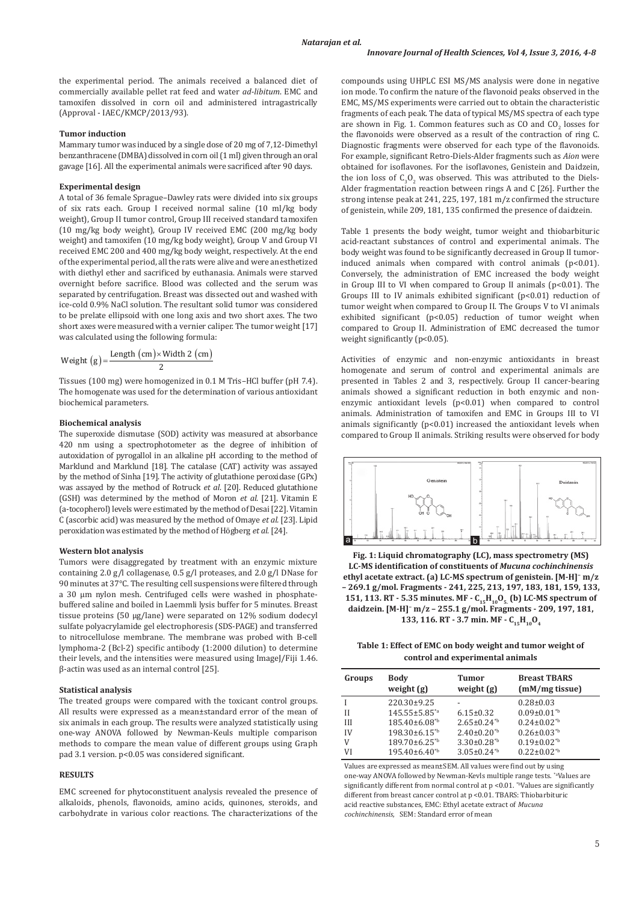the experimental period. The animals received a balanced diet of commercially available pellet rat feed and water *ad-libitum*. EMC and tamoxifen dissolved in corn oil and administered intragastrically (Approval - IAEC/KMCP/2013/93).

### Tumor induction

Mammary tumor was induced by a single dose of 20 mg of 7,12-Dimethyl benzanthracene (DMBA) dissolved in corn oil (1 ml) given through an oral gavage [16]. All the experimental animals were sacrificed after 90 days.

### Experimental design

A total of 36 female Sprague–Dawley rats were divided into six groups of six rats each. Group I received normal saline (10 ml/kg body weight), Group II tumor control, Group III received standard tamoxifen (10 mg/kg body weight), Group IV received EMC (200 mg/kg body weight) and tamoxifen (10 mg/kg body weight), Group V and Group VI received EMC 200 and 400 mg/kg body weight, respectively. At the end of the experimental period, all the rats were alive and were anesthetized with diethyl ether and sacrificed by euthanasia. Animals were starved overnight before sacrifice. Blood was collected and the serum was separated by centrifugation. Breast was dissected out and washed with ice-cold 0.9% NaCl solution. The resultant solid tumor was considered to be prelate ellipsoid with one long axis and two short axes. The two short axes were measured with a vernier caliper. The tumor weight [17] was calculated using the following formula:

$$\text{Weight (g)} = \frac{\text{Length (cm)} \times \text{Width 2 (cm)}}{2}$$

Tissues (100 mg) were homogenized in 0.1 M Tris–HCl buffer (pH 7.4). The homogenate was used for the determination of various antioxidant biochemical parameters.

### Biochemical analysis

The superoxide dismutase (SOD) activity was measured at absorbance 420 nm using a spectrophotometer as the degree of inhibition of autoxidation of pyrogallol in an alkaline pH according to the method of Marklund and Marklund [18]. The catalase (CAT) activity was assayed by the method of Sinha [19]. The activity of glutathione peroxidase (GPx) was assayed by the method of Rotruck *et al*. [20]. Reduced glutathione (GSH) was determined by the method of Moron *et al*. [21]. Vitamin E (a-tocopherol) levels were estimated by the method of Desai [22]. Vitamin C (ascorbic acid) was measured by the method of Omaye *et al*. [23]. Lipid peroxidation was estimated by the method of Högberg *et al*. [24].

### Western blot analysis

Tumors were disaggregated by treatment with an enzymic mixture containing 2.0 g/l collagenase, 0.5 g/l proteases, and 2.0 g/l DNase for 90 minutes at 37°C. The resulting cell suspensions were filtered through a 30 μm nylon mesh. Centrifuged cells were washed in phosphate-buffered saline and boiled in Laemmli lysis buffer for 5 minutes. Breast tissue proteins (50 μg/lane) were separated on 12% sodium dodecyl sulfate polyacrylamide gel electrophoresis (SDS-PAGE) and transferred to nitrocellulose membrane. The membrane was probed with B-cell lymphoma-2 (Bcl-2) specific antibody (1:2000 dilution) to determine their levels, and the intensities were measured using ImageJ/Fiji 1.46. β-actin was used as an internal control [25].

### Statistical analysis

The treated groups were compared with the toxicant control groups. All results were expressed as a mean±standard error of the mean of six animals in each group. The results were analyzed statistically using one-way ANOVA followed by Newman-Keuls multiple comparison methods to compare the mean value of different groups using Graph pad 3.1 version. $p<0.05$ was considered significant.

## RESULTS

EMC screened for phytoconstituent analysis revealed the presence of alkaloids, phenols, flavonoids, amino acids, quinones, steroids, and carbohydrate in various color reactions. The characterizations of the compounds using UHPLC ESI MS/MS analysis were done in negative ion mode. To confirm the nature of the flavonoid peaks observed in the EMC, MS/MS experiments were carried out to obtain the characteristic fragments of each peak. The data of typical MS/MS spectra of each type are shown in Fig. 1. Common features such as CO and $CO_2$ losses for the flavonoids were observed as a result of the contraction of ring C. Diagnostic fragments were observed for each type of the flavonoids. For example, significant Retro-Diels-Alder fragments such as *Aion* were obtained for isoflavones. For the isoflavones, Genistein and Daidzein, the ion loss of $C_3O_2$ was observed. This was attributed to the Diels-Alder fragmentation reaction between rings A and C [26]. Further the strong intense peak at 241, 225, 197, 181 m/z confirmed the structure of genistein, while 209, 181, 135 confirmed the presence of daidzein.

Table 1 presents the body weight, tumor weight and thiobarbituric acid-reactant substances of control and experimental animals. The body weight was found to be significantly decreased in Group II tumor-induced animals when compared with control animals ($p<0.01$). Conversely, the administration of EMC increased the body weight in Group III to VI when compared to Group II animals ($p<0.01$). The Groups III to IV animals exhibited significant ($p<0.01$) reduction of tumor weight when compared to Group II. The Groups V to VI animals exhibited significant ($p<0.05$) reduction of tumor weight when compared to Group II. Administration of EMC decreased the tumor weight significantly ($p<0.05$).

Activities of enzymic and non-enzymic antioxidants in breast homogenate and serum of control and experimental animals are presented in Tables 2 and 3, respectively. Group II cancer-bearing animals showed a significant reduction in both enzymic and non-enzymic antioxidant levels ($p<0.01$) when compared to control animals. Administration of tamoxifen and EMC in Groups III to VI animals significantly ($p<0.01$) increased the antioxidant levels when compared to Group II animals. Striking results were observed for body

**Fig. 1: Liquid chromatography (LC), mass spectrometry (MS) LC-MS identification of constituents of *Mucuna cochinchinensis* ethyl acetate extract. (a) LC-MS spectrum of genistein. [M-H]⁻ m/z – 269.1 g/mol. Fragments - 241, 225, 213, 197, 183, 181, 159, 133, 151, 113. RT - 5.35 minutes. MF - $C_{15}H_{10}O_5$. (b) LC-MS spectrum of daidzein. [M-H]⁻ m/z – 255.1 g/mol. Fragments - 209, 197, 181, 133, 116. RT - 3.7 min. MF - $C_{15}H_{10}O_4$**

**Table 1: Effect of EMC on body weight and tumor weight of control and experimental animals**

| Groups | Body weight (g) | Tumor weight (g) | Breast TBARS (mM/mg tissue) |
|---|---|---|---|
| I | 220.30±9.25 | - | 0.28±0.03 |
| II | 145.55±5.85*a | 6.15±0.32 | 0.09±0.01*b |
| III | 185.40±6.08*b | 2.65±0.24*b | 0.24±0.02*b |
| IV | 198.30±6.15*b | 2.40±0.20*b | 0.26±0.03*b |
| V | 189.70±6.25*b | 3.30±0.28*b | 0.19±0.02*b |
| VI | 195.40±6.40*b | 3.05±0.24*b | 0.22±0.02*b |

Values are expressed as mean±SEM. All values were find out by using one-way ANOVA followed by Newman-Kevls multiple range tests. *aValues are significantly different from normal control at p <0.01. *bValues are significantly different from breast cancer control at p <0.01. TBARS: Thiobarbituric acid reactive substances, EMC: Ethyl acetate extract of *Mucuna cochinchinensis*, SEM: Standard error of mean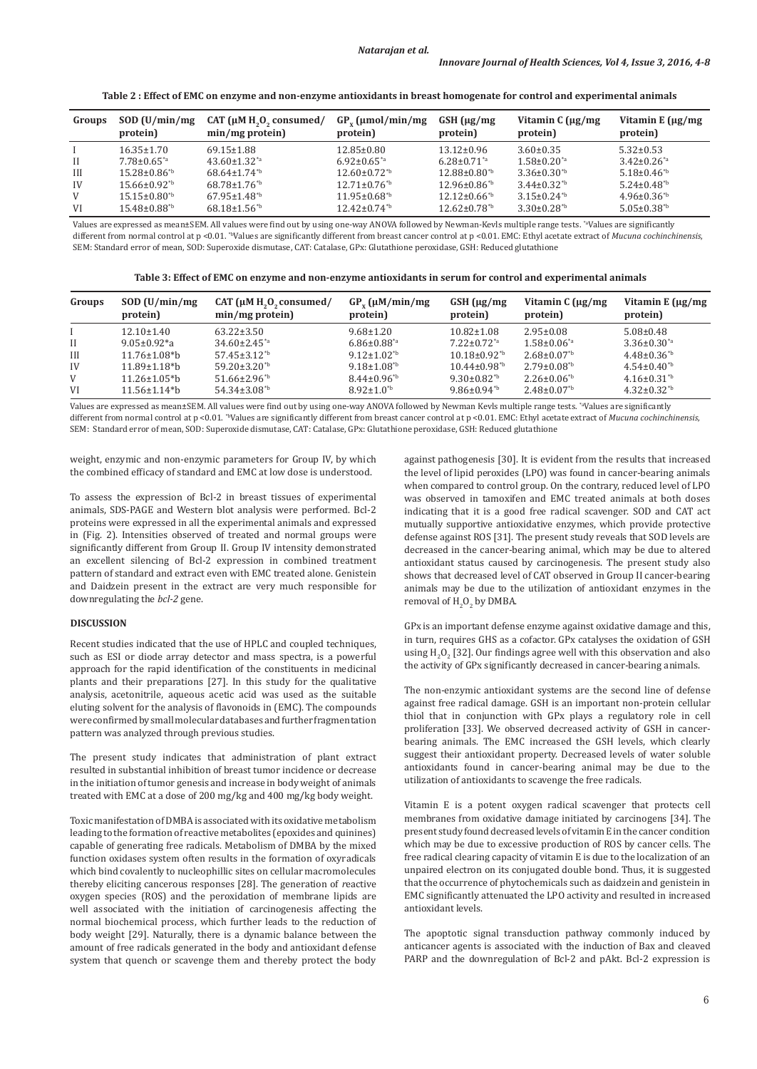**Table 2 : Effect of EMC on enzyme and non-enzyme antioxidants in breast homogenate for control and experimental animals**

| Groups | SOD (U/min/mg protein) | CAT (μM $H_2O_2$ consumed/ min/mg protein) | $GP_x$ (μmol/min/mg protein) | GSH (μg/mg protein) | Vitamin C (μg/mg protein) | Vitamin E (μg/mg protein) |
|---|---|---|---|---|---|---|
| I | 16.35±1.70 | 69.15±1.88 | 12.85±0.80 | 13.12±0.96 | 3.60±0.35 | 5.32±0.53 |
| II | 7.78±0.65*a | 43.60±1.32*a | 6.92±0.65*a | 6.28±0.71*a | 1.58±0.20*a | 3.42±0.26*a |
| III | 15.28±0.86*b | 68.64±1.74*b | 12.60±0.72*b | 12.88±0.80*b | 3.36±0.30*b | 5.18±0.46*b |
| IV | 15.66±0.92*b | 68.78±1.76*b | 12.71±0.76*b | 12.96±0.86*b | 3.44±0.32*b | 5.24±0.48*b |
| V | 15.15±0.80*b | 67.95±1.48*b | 11.95±0.68*b | 12.12±0.66*b | 3.15±0.24*b | 4.96±0.36*b |
| VI | 15.48±0.88*b | 68.18±1.56*b | 12.42±0.74*b | 12.62±0.78*b | 3.30±0.28*b | 5.05±0.38*b |

Values are expressed as mean±SEM. All values were find out by using one-way ANOVA followed by Newman-Kevls multiple range tests. *aValues are significantly different from normal control at p <0.01. *bValues are significantly different from breast cancer control at p <0.01. EMC: Ethyl acetate extract of *Mucuna cochinchinensis*, SEM: Standard error of mean, SOD: Superoxide dismutase, CAT: Catalase, GPx: Glutathione peroxidase, GSH: Reduced glutathione

**Table 3: Effect of EMC on enzyme and non-enzyme antioxidants in serum for control and experimental animals**

| Groups | SOD (U/min/mg protein) | CAT (μM $H_2O_2$ consumed/ min/mg protein) | $GP_x$ (μM/min/mg protein) | GSH (μg/mg protein) | Vitamin C (μg/mg protein) | Vitamin E (μg/mg protein) |
|---|---|---|---|---|---|---|
| I | 12.10±1.40 | 63.22±3.50 | 9.68±1.20 | 10.82±1.08 | 2.95±0.08 | 5.08±0.48 |
| II | 9.05±0.92*a | 34.60±2.45*a | 6.86±0.88*a | 7.22±0.72*a | 1.58±0.06*a | 3.36±0.30*a |
| III | 11.76±1.08*b | 57.45±3.12*b | 9.12±1.02*b | 10.18±0.92*b | 2.68±0.07*b | 4.48±0.36*b |
| IV | 11.89±1.18*b | 59.20±3.20*b | 9.18±1.08*b | 10.44±0.98*b | 2.79±0.08*b | 4.54±0.40*b |
| V | 11.26±1.05*b | 51.66±2.96*b | 8.44±0.96*b | 9.30±0.82*b | 2.26±0.06*b | 4.16±0.31*b |
| VI | 11.56±1.14*b | 54.34±3.08*b | 8.92±1.0*b | 9.86±0.94*b | 2.48±0.07*b | 4.32±0.32*b |

Values are expressed as mean±SEM. All values were find out by using one-way ANOVA followed by Newman Kevls multiple range tests. *aValues are significantly different from normal control at p <0.01. *bValues are significantly different from breast cancer control at p <0.01. EMC: Ethyl acetate extract of *Mucuna cochinchinensis*, SEM: Standard error of mean, SOD: Superoxide dismutase, CAT: Catalase, GPx: Glutathione peroxidase, GSH: Reduced glutathione

weight, enzymic and non-enzymic parameters for Group IV, by which the combined efficacy of standard and EMC at low dose is understood.

To assess the expression of Bcl-2 in breast tissues of experimental animals, SDS-PAGE and Western blot analysis were performed. Bcl-2 proteins were expressed in all the experimental animals and expressed in (Fig. 2). Intensities observed of treated and normal groups were significantly different from Group II. Group IV intensity demonstrated an excellent silencing of Bcl-2 expression in combined treatment pattern of standard and extract even with EMC treated alone. Genistein and Daidzein present in the extract are very much responsible for downregulating the *bcl-2* gene.

## DISCUSSION

Recent studies indicated that the use of HPLC and coupled techniques, such as ESI or diode array detector and mass spectra, is a powerful approach for the rapid identification of the constituents in medicinal plants and their preparations [27]. In this study for the qualitative analysis, acetonitrile, aqueous acetic acid was used as the suitable eluting solvent for the analysis of flavonoids in (EMC). The compounds were confirmed by small molecular databases and further fragmentation pattern was analyzed through previous studies.

The present study indicates that administration of plant extract resulted in substantial inhibition of breast tumor incidence or decrease in the initiation of tumor genesis and increase in body weight of animals treated with EMC at a dose of 200 mg/kg and 400 mg/kg body weight.

Toxic manifestation of DMBA is associated with its oxidative metabolism leading to the formation of reactive metabolites (epoxides and quinines) capable of generating free radicals. Metabolism of DMBA by the mixed function oxidases system often results in the formation of oxyradicals which bind covalently to nucleophillic sites on cellular macromolecules thereby eliciting cancerous responses [28]. The generation of reactive oxygen species (ROS) and the peroxidation of membrane lipids are well associated with the initiation of carcinogenesis affecting the normal biochemical process, which further leads to the reduction of body weight [29]. Naturally, there is a dynamic balance between the amount of free radicals generated in the body and antioxidant defense system that quench or scavenge them and thereby protect the body against pathogenesis [30]. It is evident from the results that increased the level of lipid peroxides (LPO) was found in cancer-bearing animals when compared to control group. On the contrary, reduced level of LPO was observed in tamoxifen and EMC treated animals at both doses indicating that it is a good free radical scavenger. SOD and CAT act mutually supportive antioxidative enzymes, which provide protective defense against ROS [31]. The present study reveals that SOD levels are decreased in the cancer-bearing animal, which may be due to altered antioxidant status caused by carcinogenesis. The present study also shows that decreased level of CAT observed in Group II cancer-bearing animals may be due to the utilization of antioxidant enzymes in the removal of $H_2O_2$ by DMBA.

GPx is an important defense enzyme against oxidative damage and this, in turn, requires GHS as a cofactor. GPx catalyses the oxidation of GSH using $H_2O_2$ [32]. Our findings agree well with this observation and also the activity of GPx significantly decreased in cancer-bearing animals.

The non-enzymic antioxidant systems are the second line of defense against free radical damage. GSH is an important non-protein cellular thiol that in conjunction with GPx plays a regulatory role in cell proliferation [33]. We observed decreased activity of GSH in cancer-bearing animals. The EMC increased the GSH levels, which clearly suggest their antioxidant property. Decreased levels of water soluble antioxidants found in cancer-bearing animal may be due to the utilization of antioxidants to scavenge the free radicals.

Vitamin E is a potent oxygen radical scavenger that protects cell membranes from oxidative damage initiated by carcinogens [34]. The present study found decreased levels of vitamin E in the cancer condition which may be due to excessive production of ROS by cancer cells. The free radical clearing capacity of vitamin E is due to the localization of an unpaired electron on its conjugated double bond. Thus, it is suggested that the occurrence of phytochemicals such as daidzein and genistein in EMC significantly attenuated the LPO activity and resulted in increased antioxidant levels.

The apoptotic signal transduction pathway commonly induced by anticancer agents is associated with the induction of Bax and cleaved PARP and the downregulation of Bcl-2 and pAkt. Bcl-2 expression is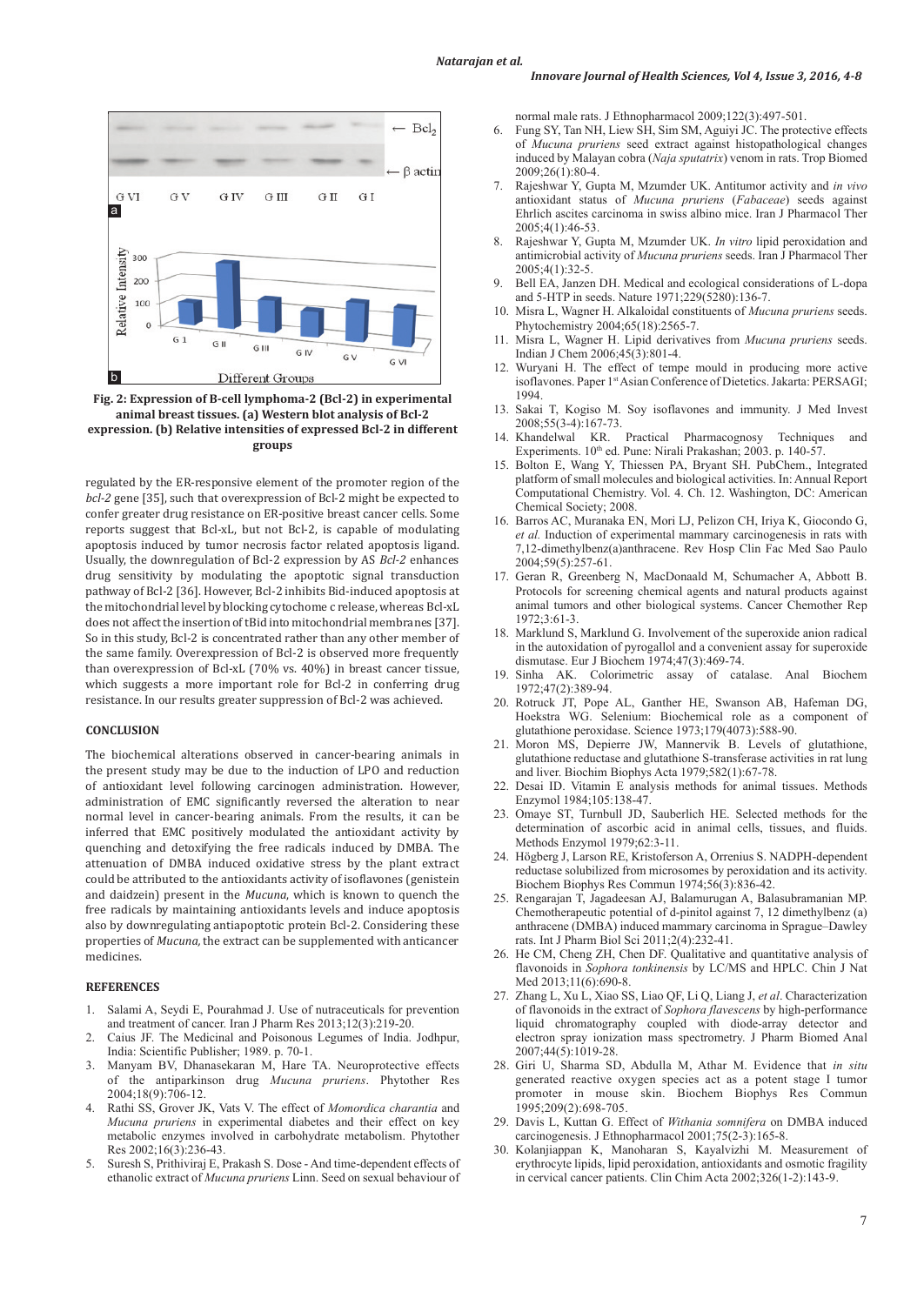**Fig. 2: Expression of B-cell lymphoma-2 (Bcl-2) in experimental animal breast tissues. (a) Western blot analysis of Bcl-2 expression. (b) Relative intensities of expressed Bcl-2 in different groups**

regulated by the ER-responsive element of the promoter region of the *bcl-2* gene [35], such that overexpression of Bcl-2 might be expected to confer greater drug resistance on ER-positive breast cancer cells. Some reports suggest that Bcl-xL, but not Bcl-2, is capable of modulating apoptosis induced by tumor necrosis factor related apoptosis ligand. Usually, the downregulation of Bcl-2 expression by AS *Bcl-2* enhances drug sensitivity by modulating the apoptotic signal transduction pathway of Bcl-2 [36]. However, Bcl-2 inhibits Bid-induced apoptosis at the mitochondrial level by blocking cytochome c release, whereas Bcl-xL does not affect the insertion of tBid into mitochondrial membranes [37]. So in this study, Bcl-2 is concentrated rather than any other member of the same family. Overexpression of Bcl-2 is observed more frequently than overexpression of Bcl-xL (70% vs. 40%) in breast cancer tissue, which suggests a more important role for Bcl-2 in conferring drug resistance. In our results greater suppression of Bcl-2 was achieved.

## CONCLUSION

The biochemical alterations observed in cancer-bearing animals in the present study may be due to the induction of LPO and reduction of antioxidant level following carcinogen administration. However, administration of EMC significantly reversed the alteration to near normal level in cancer-bearing animals. From the results, it can be inferred that EMC positively modulated the antioxidant activity by quenching and detoxifying the free radicals induced by DMBA. The attenuation of DMBA induced oxidative stress by the plant extract could be attributed to the antioxidants activity of isoflavones (genistein and daidzein) present in the *Mucuna*, which is known to quench the free radicals by maintaining antioxidants levels and induce apoptosis also by downregulating antiapoptotic protein Bcl-2. Considering these properties of *Mucuna*, the extract can be supplemented with anticancer medicines.

## REFERENCES

1. Salami A, Seydi E, Pourahmad J. Use of nutraceuticals for prevention and treatment of cancer. Iran J Pharm Res 2013;12(3):219-20.
2. Caius JF. The Medicinal and Poisonous Legumes of India. Jodhpur, India: Scientific Publisher; 1989. p. 70-1.
3. Manyam BV, Dhanasekaran M, Hare TA. Neuroprotective effects of the antiparkinson drug *Mucuna pruriens*. Phytother Res 2004;18(9):706-12.
4. Rathi SS, Grover JK, Vats V. The effect of *Momordica charantia* and *Mucuna pruriens* in experimental diabetes and their effect on key metabolic enzymes involved in carbohydrate metabolism. Phytother Res 2002;16(3):236-43.
5. Suresh S, Prithiviraj E, Prakash S. Dose - And time-dependent effects of ethanolic extract of *Mucuna pruriens* Linn. Seed on sexual behaviour of normal male rats. J Ethnopharmacol 2009;122(3):497-501.
6. Fung SY, Tan NH, Liew SH, Sim SM, Aguiyi JC. The protective effects of *Mucuna pruriens* seed extract against histopathological changes induced by Malayan cobra (*Naja sputatrix*) venom in rats. Trop Biomed 2009;26(1):80-4.
7. Rajeshwar Y, Gupta M, Mzumder UK. Antitumor activity and *in vivo* antioxidant status of *Mucuna pruriens* (*Fabaceae*) seeds against Ehrlich ascites carcinoma in swiss albino mice. Iran J Pharmacol Ther 2005;4(1):46-53.
8. Rajeshwar Y, Gupta M, Mzumder UK. *In vitro* lipid peroxidation and antimicrobial activity of *Mucuna pruriens* seeds. Iran J Pharmacol Ther 2005;4(1):32-5.
9. Bell EA, Janzen DH. Medical and ecological considerations of L-dopa and 5-HTP in seeds. Nature 1971;229(5280):136-7.
10. Misra L, Wagner H. Alkaloidal constituents of *Mucuna pruriens* seeds. Phytochemistry 2004;65(18):2565-7.
11. Misra L, Wagner H. Lipid derivatives from *Mucuna pruriens* seeds. Indian J Chem 2006;45(3):801-4.
12. Wuryani H. The effect of tempe mould in producing more active isoflavones. Paper 1st Asian Conference of Dietetics. Jakarta: PERSAGI; 1994.
13. Sakai T, Kogiso M. Soy isoflavones and immunity. J Med Invest 2008;55(3-4):167-73.
14. Khandelwal KR. Practical Pharmacognosy Techniques and Experiments. 10th ed. Pune: Nirali Prakashan; 2003. p. 140-57.
15. Bolton E, Wang Y, Thiessen PA, Bryant SH. PubChem., Integrated platform of small molecules and biological activities. In: Annual Report Computational Chemistry. Vol. 4. Ch. 12. Washington, DC: American Chemical Society; 2008.
16. Barros AC, Muranaka EN, Mori LJ, Pelizon CH, Iriya K, Giocondo G, *et al.* Induction of experimental mammary carcinogenesis in rats with 7,12-dimethylbenz(a)anthracene. Rev Hosp Clin Fac Med Sao Paulo 2004;59(5):257-61.
17. Geran R, Greenberg N, MacDonaald M, Schumacher A, Abbott B. Protocols for screening chemical agents and natural products against animal tumors and other biological systems. Cancer Chemother Rep 1972;3:61-3.
18. Marklund S, Marklund G. Involvement of the superoxide anion radical in the autoxidation of pyrogallol and a convenient assay for superoxide dismutase. Eur J Biochem 1974;47(3):469-74.
19. Sinha AK. Colorimetric assay of catalase. Anal Biochem 1972;47(2):389-94.
20. Rotruck JT, Pope AL, Ganther HE, Swanson AB, Hafeman DG, Hoekstra WG. Selenium: Biochemical role as a component of glutathione peroxidase. Science 1973;179(4073):588-90.
21. Moron MS, Depierre JW, Mannervik B. Levels of glutathione, glutathione reductase and glutathione S-transferase activities in rat lung and liver. Biochim Biophys Acta 1979;582(1):67-78.
22. Desai ID. Vitamin E analysis methods for animal tissues. Methods Enzymol 1984;105:138-47.
23. Omaye ST, Turnbull JD, Sauberlich HE. Selected methods for the determination of ascorbic acid in animal cells, tissues, and fluids. Methods Enzymol 1979;62:3-11.
24. Högberg J, Larson RE, Kristoferson A, Orrenius S. NADPH-dependent reductase solubilized from microsomes by peroxidation and its activity. Biochem Biophys Res Commun 1974;56(3):836-42.
25. Rengarajan T, Jagadeesan AJ, Balamurugan A, Balasubramanian MP. Chemotherapeutic potential of d-pinitol against 7, 12 dimethylbenz (a) anthracene (DMBA) induced mammary carcinoma in Sprague–Dawley rats. Int J Pharm Biol Sci 2011;2(4):232-41.
26. He CM, Cheng ZH, Chen DF. Qualitative and quantitative analysis of flavonoids in *Sophora tonkinensis* by LC/MS and HPLC. Chin J Nat Med 2013;11(6):690-8.
27. Zhang L, Xu L, Xiao SS, Liao QF, Li Q, Liang J, *et al.* Characterization of flavonoids in the extract of *Sophora flavescens* by high-performance liquid chromatography coupled with diode-array detector and electron spray ionization mass spectrometry. J Pharm Biomed Anal 2007;44(5):1019-28.
28. Giri U, Sharma SD, Abdulla M, Athar M. Evidence that *in situ* generated reactive oxygen species act as a potent stage I tumor promoter in mouse skin. Biochem Biophys Res Commun 1995;209(2):698-705.
29. Davis L, Kuttan G. Effect of *Withania somnifera* on DMBA induced carcinogenesis. J Ethnopharmacol 2001;75(2-3):165-8.
30. Kolanjiappan K, Manoharan S, Kayalvizhi M. Measurement of erythrocyte lipids, lipid peroxidation, antioxidants and osmotic fragility in cervical cancer patients. Clin Chim Acta 2002;326(1-2):143-9.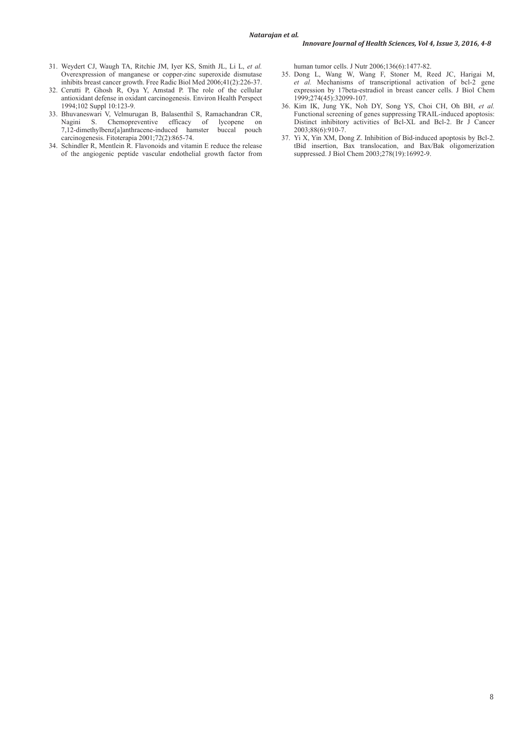31. Weydert CJ, Waugh TA, Ritchie JM, Iyer KS, Smith JL, Li L, *et al.* Overexpression of manganese or copper-zinc superoxide dismutase inhibits breast cancer growth. Free Radic Biol Med 2006;41(2):226-37.
32. Cerutti P, Ghosh R, Oya Y, Amstad P. The role of the cellular antioxidant defense in oxidant carcinogenesis. Environ Health Perspect 1994;102 Suppl 10:123-9.
33. Bhuvaneswari V, Velmurugan B, Balasenthil S, Ramachandran CR, Nagini S. Chemopreventive efficacy of lycopene on 7,12-dimethylbenz[a]anthracene-induced hamster buccal pouch carcinogenesis. Fitoterapia 2001;72(2):865-74.
34. Schindler R, Mentlein R. Flavonoids and vitamin E reduce the release of the angiogenic peptide vascular endothelial growth factor from human tumor cells. J Nutr 2006;136(6):1477-82.
35. Dong L, Wang W, Wang F, Stoner M, Reed JC, Harigai M, *et al.* Mechanisms of transcriptional activation of bcl-2 gene expression by 17beta-estradiol in breast cancer cells. J Biol Chem 1999;274(45):32099-107.
36. Kim IK, Jung YK, Noh DY, Song YS, Choi CH, Oh BH, *et al.* Functional screening of genes suppressing TRAIL-induced apoptosis: Distinct inhibitory activities of Bcl-XL and Bcl-2. Br J Cancer 2003;88(6):910-7.
37. Yi X, Yin XM, Dong Z. Inhibition of Bid-induced apoptosis by Bcl-2. tBid insertion, Bax translocation, and Bax/Bak oligomerization suppressed. J Biol Chem 2003;278(19):16992-9.